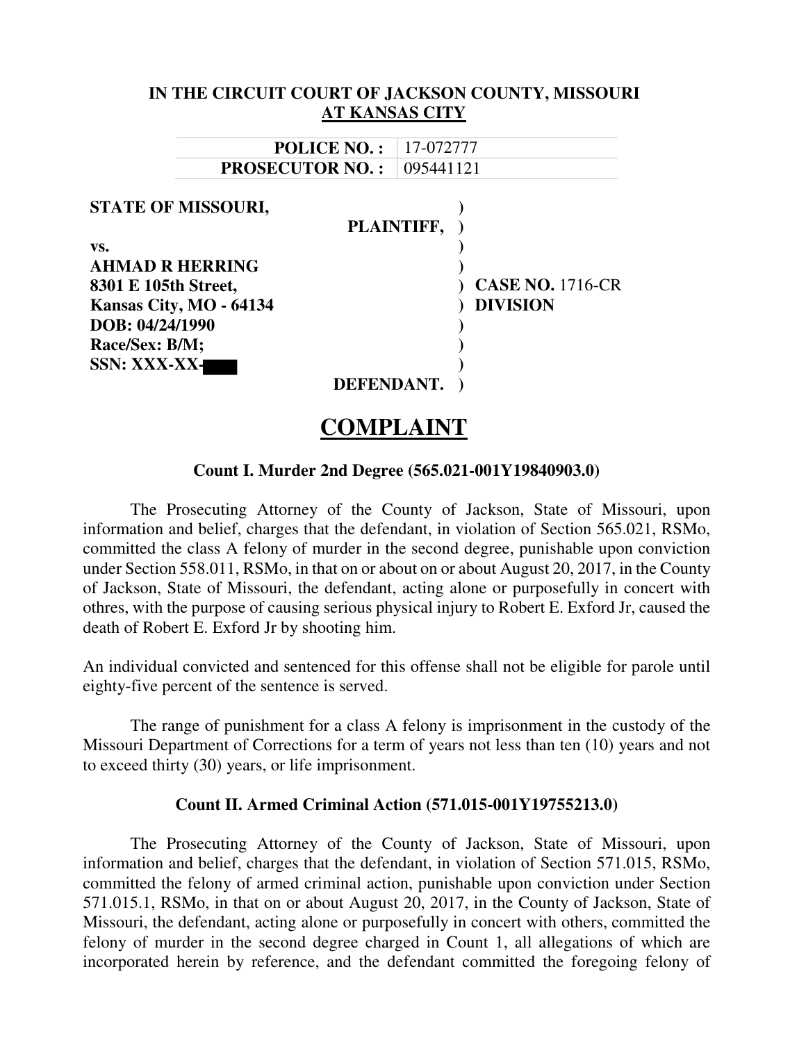**IN THE CIRCUIT COURT OF JACKSON COUNTY, MISSOURI**
**AT KANSAS CITY**

| | |
|---|---|
| **POLICE NO. :** | 17-072777 |
| **PROSECUTOR NO. :** | 095441121 |

| | | |
|---|---|---|
| **STATE OF MISSOURI,** | ) | |
| **PLAINTIFF,** | ) | |
| **vs.** | ) | |
| **AHMAD R HERRING** | ) | |
| **8301 E 105th Street,** | ) | **CASE NO.** 1716-CR |
| **Kansas City, MO - 64134** | ) | **DIVISION** |
| **DOB: 04/24/1990** | ) | |
| **Race/Sex: B/M;** | ) | |
| **SSN: XXX-XX-█████** | ) | |
| **DEFENDANT.** | ) | |

# COMPLAINT

### Count I. Murder 2nd Degree (565.021-001Y19840903.0)

The Prosecuting Attorney of the County of Jackson, State of Missouri, upon information and belief, charges that the defendant, in violation of Section 565.021, RSMo, committed the class A felony of murder in the second degree, punishable upon conviction under Section 558.011, RSMo, in that on or about on or about August 20, 2017, in the County of Jackson, State of Missouri, the defendant, acting alone or purposefully in concert with othres, with the purpose of causing serious physical injury to Robert E. Exford Jr, caused the death of Robert E. Exford Jr by shooting him.

An individual convicted and sentenced for this offense shall not be eligible for parole until eighty-five percent of the sentence is served.

The range of punishment for a class A felony is imprisonment in the custody of the Missouri Department of Corrections for a term of years not less than ten (10) years and not to exceed thirty (30) years, or life imprisonment.

### Count II. Armed Criminal Action (571.015-001Y19755213.0)

The Prosecuting Attorney of the County of Jackson, State of Missouri, upon information and belief, charges that the defendant, in violation of Section 571.015, RSMo, committed the felony of armed criminal action, punishable upon conviction under Section 571.015.1, RSMo, in that on or about August 20, 2017, in the County of Jackson, State of Missouri, the defendant, acting alone or purposefully in concert with others, committed the felony of murder in the second degree charged in Count 1, all allegations of which are incorporated herein by reference, and the defendant committed the foregoing felony of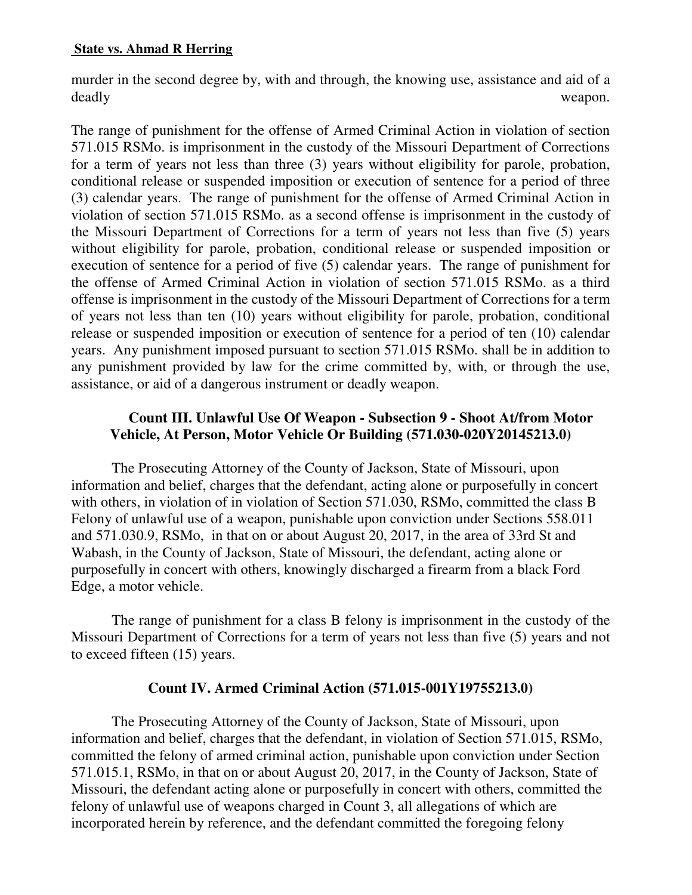murder in the second degree by, with and through, the knowing use, assistance and aid of a deadly weapon.

The range of punishment for the offense of Armed Criminal Action in violation of section 571.015 RSMo. is imprisonment in the custody of the Missouri Department of Corrections for a term of years not less than three (3) years without eligibility for parole, probation, conditional release or suspended imposition or execution of sentence for a period of three (3) calendar years. The range of punishment for the offense of Armed Criminal Action in violation of section 571.015 RSMo. as a second offense is imprisonment in the custody of the Missouri Department of Corrections for a term of years not less than five (5) years without eligibility for parole, probation, conditional release or suspended imposition or execution of sentence for a period of five (5) calendar years. The range of punishment for the offense of Armed Criminal Action in violation of section 571.015 RSMo. as a third offense is imprisonment in the custody of the Missouri Department of Corrections for a term of years not less than ten (10) years without eligibility for parole, probation, conditional release or suspended imposition or execution of sentence for a period of ten (10) calendar years. Any punishment imposed pursuant to section 571.015 RSMo. shall be in addition to any punishment provided by law for the crime committed by, with, or through the use, assistance, or aid of a dangerous instrument or deadly weapon.

**Count III. Unlawful Use Of Weapon - Subsection 9 - Shoot At/from Motor Vehicle, At Person, Motor Vehicle Or Building (571.030-020Y20145213.0)**

The Prosecuting Attorney of the County of Jackson, State of Missouri, upon information and belief, charges that the defendant, acting alone or purposefully in concert with others, in violation of in violation of Section 571.030, RSMo, committed the class B Felony of unlawful use of a weapon, punishable upon conviction under Sections 558.011 and 571.030.9, RSMo, in that on or about August 20, 2017, in the area of 33rd St and Wabash, in the County of Jackson, State of Missouri, the defendant, acting alone or purposefully in concert with others, knowingly discharged a firearm from a black Ford Edge, a motor vehicle.

The range of punishment for a class B felony is imprisonment in the custody of the Missouri Department of Corrections for a term of years not less than five (5) years and not to exceed fifteen (15) years.

**Count IV. Armed Criminal Action (571.015-001Y19755213.0)**

The Prosecuting Attorney of the County of Jackson, State of Missouri, upon information and belief, charges that the defendant, in violation of Section 571.015, RSMo, committed the felony of armed criminal action, punishable upon conviction under Section 571.015.1, RSMo, in that on or about August 20, 2017, in the County of Jackson, State of Missouri, the defendant acting alone or purposefully in concert with others, committed the felony of unlawful use of weapons charged in Count 3, all allegations of which are incorporated herein by reference, and the defendant committed the foregoing felony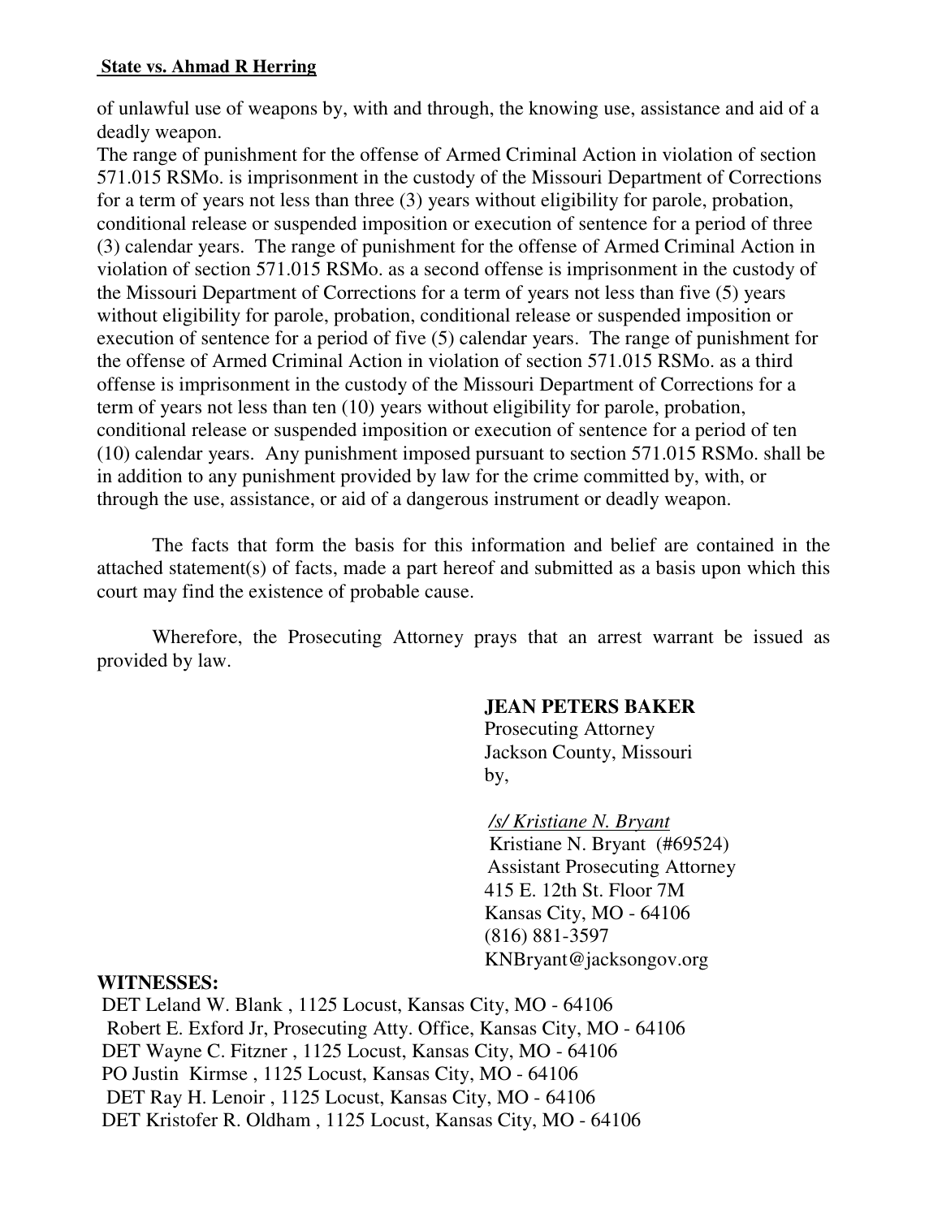**State vs. Ahmad R Herring**

of unlawful use of weapons by, with and through, the knowing use, assistance and aid of a deadly weapon.

The range of punishment for the offense of Armed Criminal Action in violation of section 571.015 RSMo. is imprisonment in the custody of the Missouri Department of Corrections for a term of years not less than three (3) years without eligibility for parole, probation, conditional release or suspended imposition or execution of sentence for a period of three (3) calendar years. The range of punishment for the offense of Armed Criminal Action in violation of section 571.015 RSMo. as a second offense is imprisonment in the custody of the Missouri Department of Corrections for a term of years not less than five (5) years without eligibility for parole, probation, conditional release or suspended imposition or execution of sentence for a period of five (5) calendar years. The range of punishment for the offense of Armed Criminal Action in violation of section 571.015 RSMo. as a third offense is imprisonment in the custody of the Missouri Department of Corrections for a term of years not less than ten (10) years without eligibility for parole, probation, conditional release or suspended imposition or execution of sentence for a period of ten (10) calendar years. Any punishment imposed pursuant to section 571.015 RSMo. shall be in addition to any punishment provided by law for the crime committed by, with, or through the use, assistance, or aid of a dangerous instrument or deadly weapon.

The facts that form the basis for this information and belief are contained in the attached statement(s) of facts, made a part hereof and submitted as a basis upon which this court may find the existence of probable cause.

Wherefore, the Prosecuting Attorney prays that an arrest warrant be issued as provided by law.

**JEAN PETERS BAKER**
Prosecuting Attorney
Jackson County, Missouri
by,

*/s/ Kristiane N. Bryant*
Kristiane N. Bryant (#69524)
Assistant Prosecuting Attorney
415 E. 12th St. Floor 7M
Kansas City, MO - 64106
(816) 881-3597
KNBryant@jacksongov.org

**WITNESSES:**

DET Leland W. Blank , 1125 Locust, Kansas City, MO - 64106
Robert E. Exford Jr, Prosecuting Atty. Office, Kansas City, MO - 64106
DET Wayne C. Fitzner , 1125 Locust, Kansas City, MO - 64106
PO Justin Kirmse , 1125 Locust, Kansas City, MO - 64106
DET Ray H. Lenoir , 1125 Locust, Kansas City, MO - 64106
DET Kristofer R. Oldham , 1125 Locust, Kansas City, MO - 64106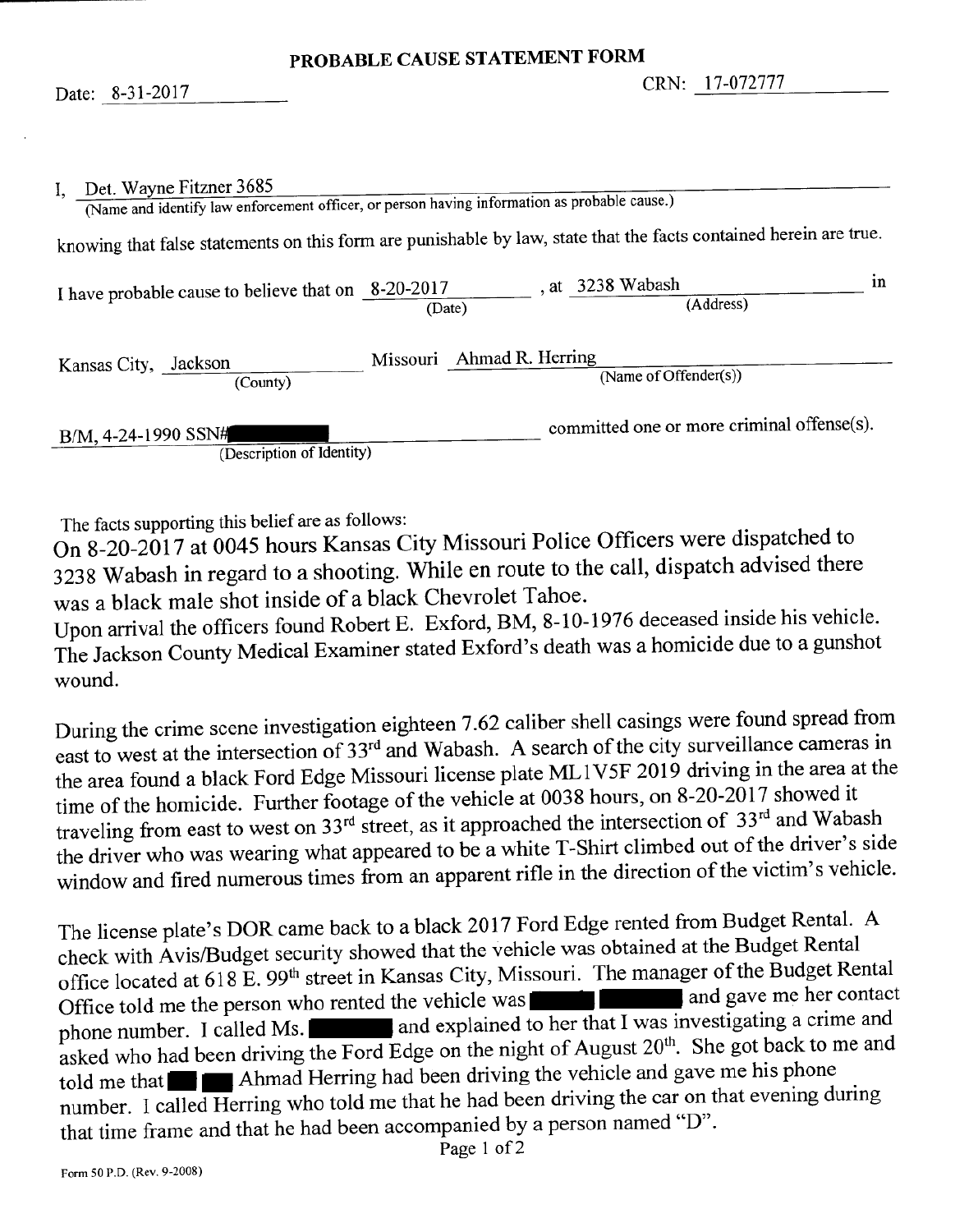# PROBABLE CAUSE STATEMENT FORM

Date: 8-31-2017 CRN: 17-072777

I, Det. Wayne Fitzner 3685
(Name and identify law enforcement officer, or person having information as probable cause.)

knowing that false statements on this form are punishable by law, state that the facts contained herein are true.

I have probable cause to believe that on 8-20-2017 (Date), at 3238 Wabash (Address) in

Kansas City, Jackson (County) Missouri Ahmad R. Herring (Name of Offender(s))

B/M, 4-24-1990 SSN#█████ (Description of Identity) committed one or more criminal offense(s).

The facts supporting this belief are as follows:

On 8-20-2017 at 0045 hours Kansas City Missouri Police Officers were dispatched to 3238 Wabash in regard to a shooting. While en route to the call, dispatch advised there was a black male shot inside of a black Chevrolet Tahoe.

Upon arrival the officers found Robert E. Exford, BM, 8-10-1976 deceased inside his vehicle. The Jackson County Medical Examiner stated Exford's death was a homicide due to a gunshot wound.

During the crime scene investigation eighteen 7.62 caliber shell casings were found spread from east to west at the intersection of 33rd and Wabash. A search of the city surveillance cameras in the area found a black Ford Edge Missouri license plate ML1V5F 2019 driving in the area at the time of the homicide. Further footage of the vehicle at 0038 hours, on 8-20-2017 showed it traveling from east to west on 33rd street, as it approached the intersection of 33rd and Wabash the driver who was wearing what appeared to be a white T-Shirt climbed out of the driver's side window and fired numerous times from an apparent rifle in the direction of the victim's vehicle.

The license plate's DOR came back to a black 2017 Ford Edge rented from Budget Rental. A check with Avis/Budget security showed that the vehicle was obtained at the Budget Rental office located at 618 E. 99th street in Kansas City, Missouri. The manager of the Budget Rental Office told me the person who rented the vehicle was █████ █████ and gave me her contact phone number. I called Ms. █████ and explained to her that I was investigating a crime and asked who had been driving the Ford Edge on the night of August 20th. She got back to me and told me that ██ ██ Ahmad Herring had been driving the vehicle and gave me his phone number. I called Herring who told me that he had been driving the car on that evening during that time frame and that he had been accompanied by a person named "D".

Form 50 P.D. (Rev. 9-2008)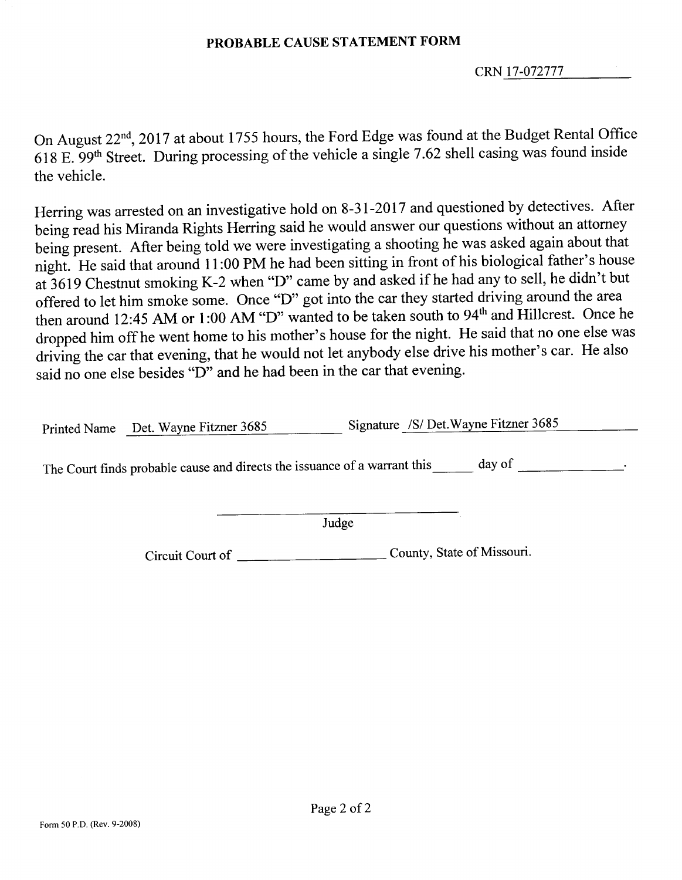**PROBABLE CAUSE STATEMENT FORM**

CRN 17-072777

On August 22nd, 2017 at about 1755 hours, the Ford Edge was found at the Budget Rental Office 618 E. 99th Street. During processing of the vehicle a single 7.62 shell casing was found inside the vehicle.

Herring was arrested on an investigative hold on 8-31-2017 and questioned by detectives. After being read his Miranda Rights Herring said he would answer our questions without an attorney being present. After being told we were investigating a shooting he was asked again about that night. He said that around 11:00 PM he had been sitting in front of his biological father's house at 3619 Chestnut smoking K-2 when "D" came by and asked if he had any to sell, he didn't but offered to let him smoke some. Once "D" got into the car they started driving around the area then around 12:45 AM or 1:00 AM "D" wanted to be taken south to 94th and Hillcrest. Once he dropped him off he went home to his mother's house for the night. He said that no one else was driving the car that evening, that he would not let anybody else drive his mother's car. He also said no one else besides "D" and he had been in the car that evening.

Printed Name Det. Wayne Fitzner 3685 Signature /S/ Det.Wayne Fitzner 3685

The Court finds probable cause and directs the issuance of a warrant this ______ day of ______________.

______________________________

Judge

Circuit Court of ____________________ County, State of Missouri.

Form 50 P.D. (Rev. 9-2008)